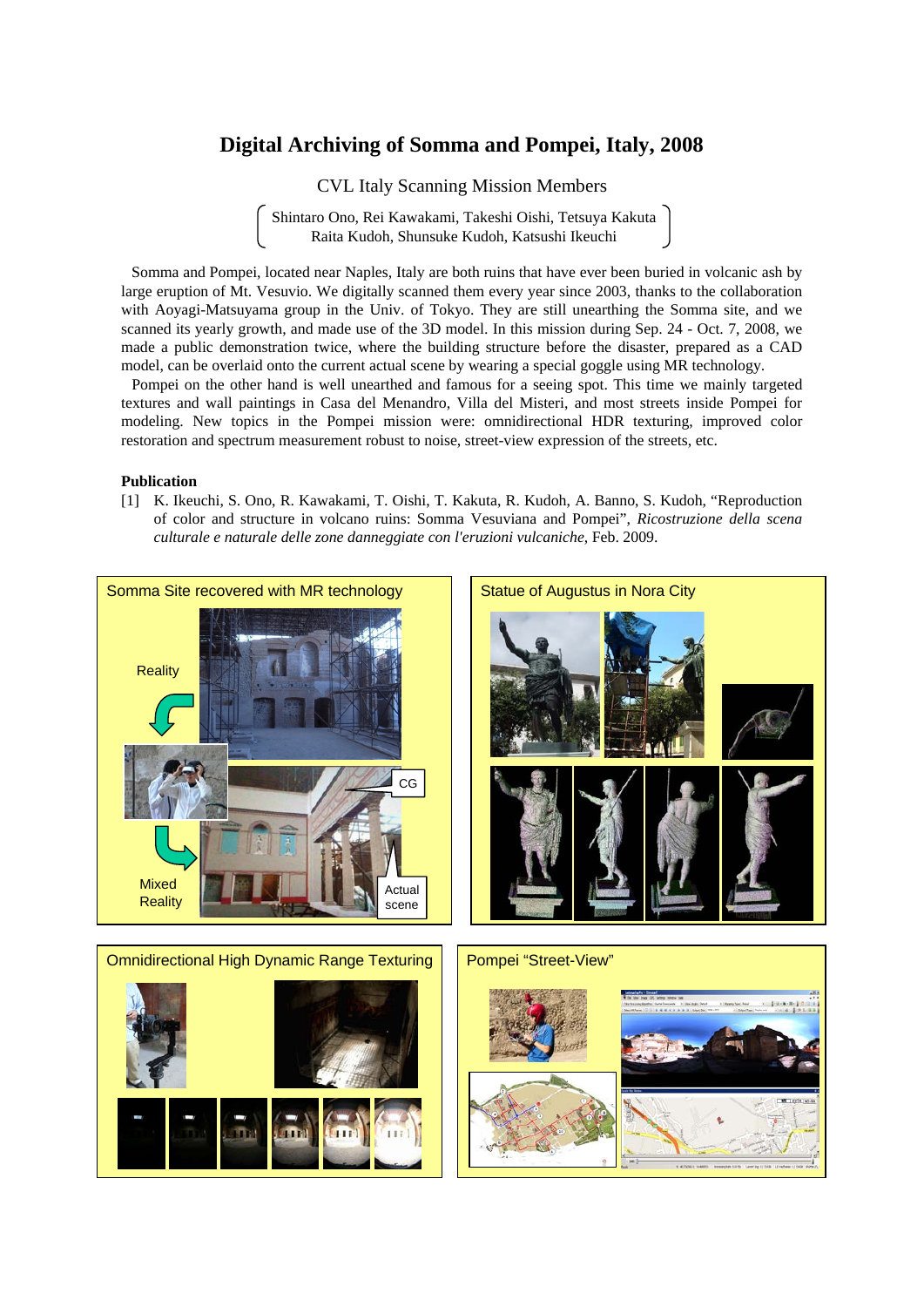# Digital Archiving of Somma and Pompei, Italy, 2008

CVL Italy Scanning Mission Members

( Shintaro Ono, Rei Kawakami, Takeshi Oishi, Tetsuya Kakuta
Raita Kudoh, Shunsuke Kudoh, Katsushi Ikeuchi )

Somma and Pompei, located near Naples, Italy are both ruins that have ever been buried in volcanic ash by large eruption of Mt. Vesuvio. We digitally scanned them every year since 2003, thanks to the collaboration with Aoyagi-Matsuyama group in the Univ. of Tokyo. They are still unearthing the Somma site, and we scanned its yearly growth, and made use of the 3D model. In this mission during Sep. 24 - Oct. 7, 2008, we made a public demonstration twice, where the building structure before the disaster, prepared as a CAD model, can be overlaid onto the current actual scene by wearing a special goggle using MR technology.

Pompei on the other hand is well unearthed and famous for a seeing spot. This time we mainly targeted textures and wall paintings in Casa del Menandro, Villa del Misteri, and most streets inside Pompei for modeling. New topics in the Pompei mission were: omnidirectional HDR texturing, improved color restoration and spectrum measurement robust to noise, street-view expression of the streets, etc.

**Publication**

[1] K. Ikeuchi, S. Ono, R. Kawakami, T. Oishi, T. Kakuta, R. Kudoh, A. Banno, S. Kudoh, “Reproduction of color and structure in volcano ruins: Somma Vesuviana and Pompei”, *Ricostruzione della scena culturale e naturale delle zone danneggiate con l'eruzioni vulcaniche*, Feb. 2009.

Somma Site recovered with MR technology

Reality

Mixed Reality

CG

Actual scene

Statue of Augustus in Nora City

Omnidirectional High Dynamic Range Texturing

Pompei “Street-View”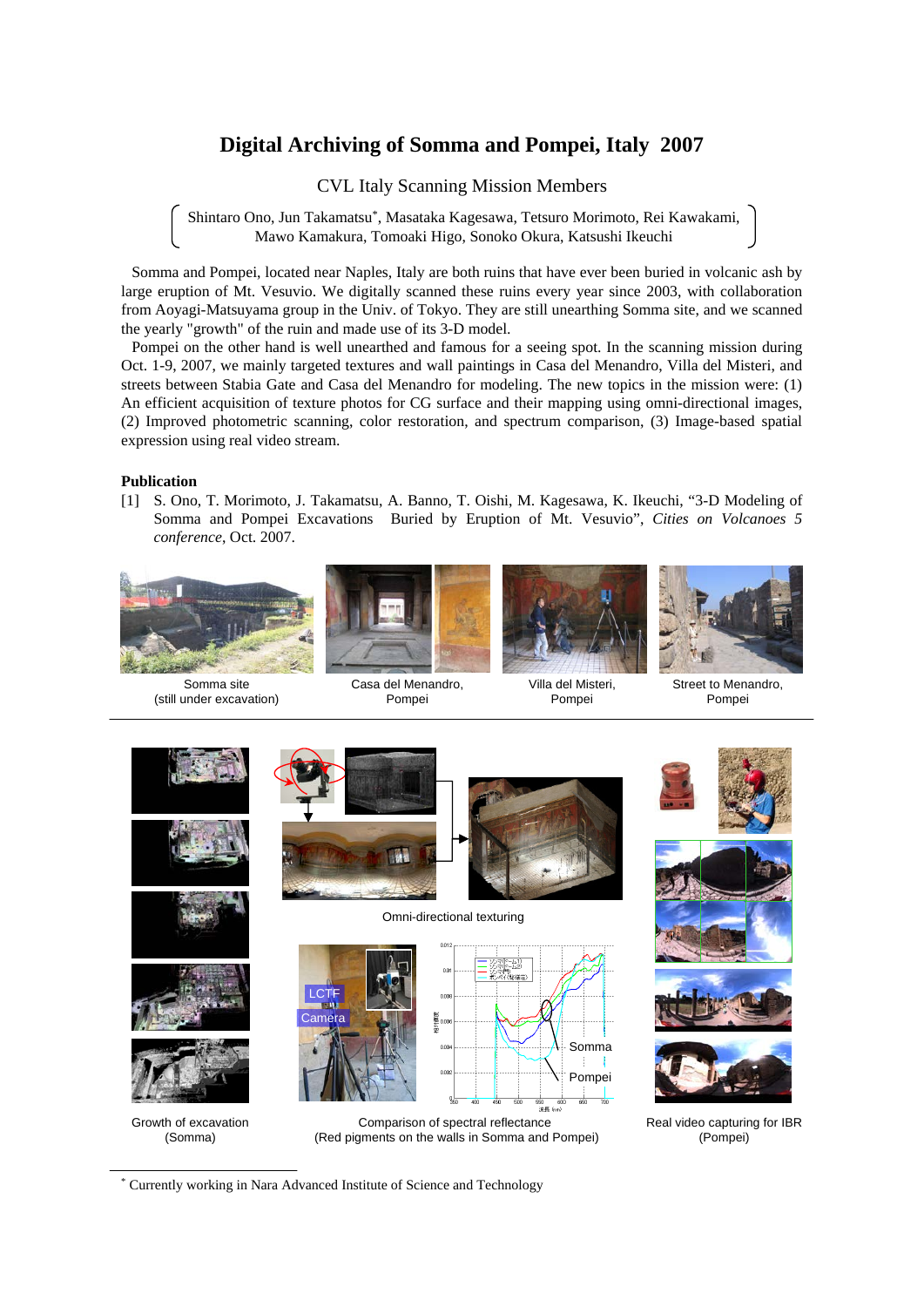# Digital Archiving of Somma and Pompei, Italy 2007

CVL Italy Scanning Mission Members

( Shintaro Ono, Jun Takamatsu*, Masataka Kagesawa, Tetsuro Morimoto, Rei Kawakami, Mawo Kamakura, Tomoaki Higo, Sonoko Okura, Katsushi Ikeuchi )

Somma and Pompei, located near Naples, Italy are both ruins that have ever been buried in volcanic ash by large eruption of Mt. Vesuvio. We digitally scanned these ruins every year since 2003, with collaboration from Aoyagi-Matsuyama group in the Univ. of Tokyo. They are still unearthing Somma site, and we scanned the yearly "growth" of the ruin and made use of its 3-D model.

Pompei on the other hand is well unearthed and famous for a seeing spot. In the scanning mission during Oct. 1-9, 2007, we mainly targeted textures and wall paintings in Casa del Menandro, Villa del Misteri, and streets between Stabia Gate and Casa del Menandro for modeling. The new topics in the mission were: (1) An efficient acquisition of texture photos for CG surface and their mapping using omni-directional images, (2) Improved photometric scanning, color restoration, and spectrum comparison, (3) Image-based spatial expression using real video stream.

## Publication

[1] S. Ono, T. Morimoto, J. Takamatsu, A. Banno, T. Oishi, M. Kagesawa, K. Ikeuchi, "3-D Modeling of Somma and Pompei Excavations Buried by Eruption of Mt. Vesuvio", *Cities on Volcanoes 5 conference*, Oct. 2007.

Somma site (still under excavation)

Casa del Menandro, Pompei

Villa del Misteri, Pompei

Street to Menandro, Pompei

Omni-directional texturing

Growth of excavation (Somma)

Comparison of spectral reflectance (Red pigments on the walls in Somma and Pompei)

Real video capturing for IBR (Pompei)

* Currently working in Nara Advanced Institute of Science and Technology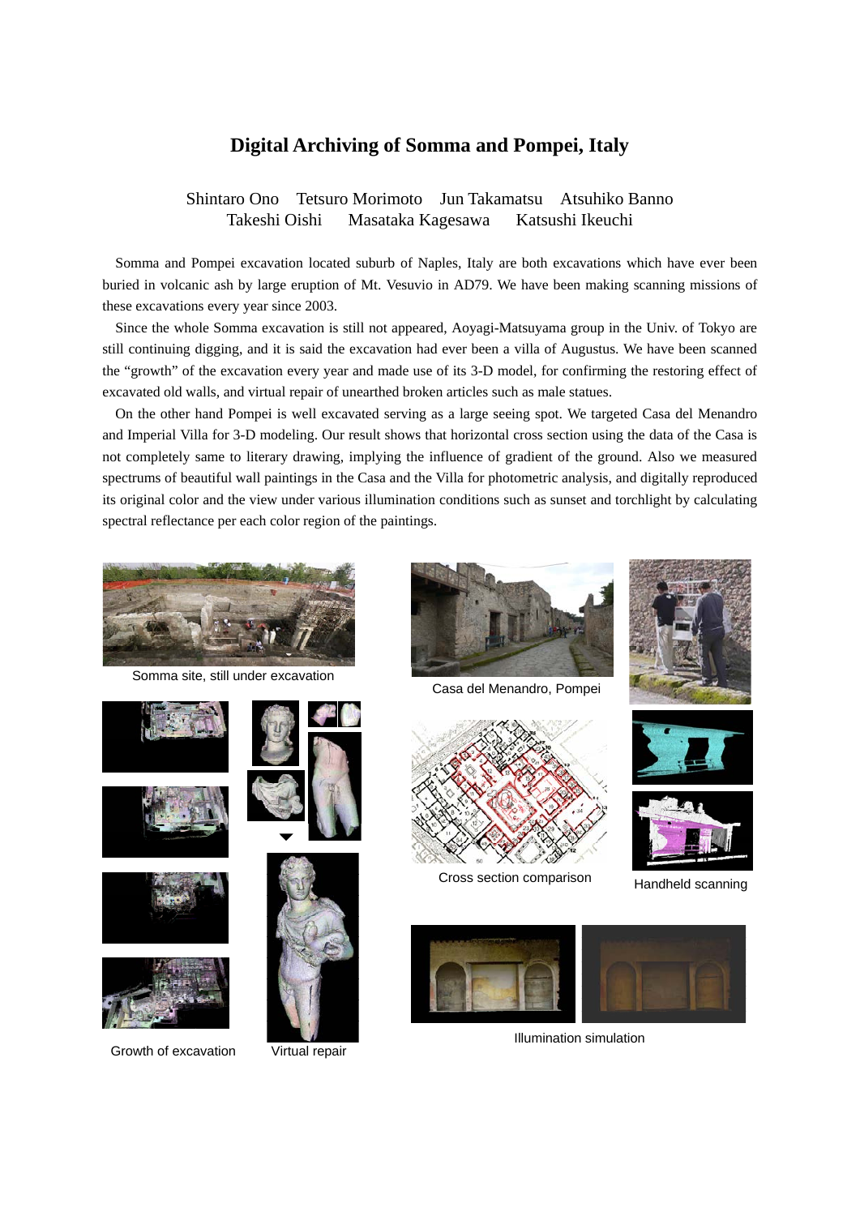# Digital Archiving of Somma and Pompei, Italy

Shintaro Ono  Tetsuro Morimoto  Jun Takamatsu  Atsuhiko Banno  
Takeshi Oishi  Masataka Kagesawa  Katsushi Ikeuchi

Somma and Pompei excavation located suburb of Naples, Italy are both excavations which have ever been buried in volcanic ash by large eruption of Mt. Vesuvio in AD79. We have been making scanning missions of these excavations every year since 2003.

Since the whole Somma excavation is still not appeared, Aoyagi-Matsuyama group in the Univ. of Tokyo are still continuing digging, and it is said the excavation had ever been a villa of Augustus. We have been scanned the "growth" of the excavation every year and made use of its 3-D model, for confirming the restoring effect of excavated old walls, and virtual repair of unearthed broken articles such as male statues.

On the other hand Pompei is well excavated serving as a large seeing spot. We targeted Casa del Menandro and Imperial Villa for 3-D modeling. Our result shows that horizontal cross section using the data of the Casa is not completely same to literary drawing, implying the influence of gradient of the ground. Also we measured spectrums of beautiful wall paintings in the Casa and the Villa for photometric analysis, and digitally reproduced its original color and the view under various illumination conditions such as sunset and torchlight by calculating spectral reflectance per each color region of the paintings.

Somma site, still under excavation

Casa del Menandro, Pompei

Growth of excavation

Virtual repair

Cross section comparison

Handheld scanning

Illumination simulation